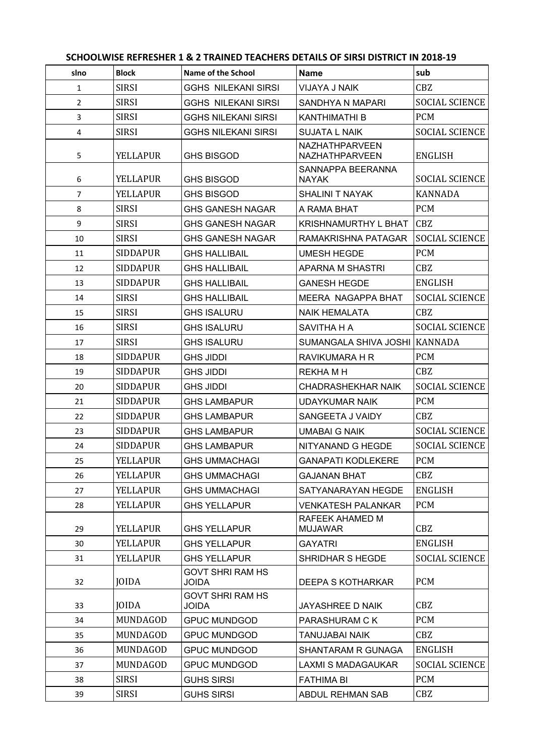# SCHOOLWISE REFRESHER 1 & 2 TRAINED TEACHERS DETAILS OF SIRSI DISTRICT IN 2018-19

| slno | Block | Name of the School | Name | sub |
|---|---|---|---|---|
| 1 | SIRSI | GGHS NILEKANI SIRSI | VIJAYA J NAIK | CBZ |
| 2 | SIRSI | GGHS NILEKANI SIRSI | SANDHYA N MAPARI | SOCIAL SCIENCE |
| 3 | SIRSI | GGHS NILEKANI SIRSI | KANTHIMATHI B | PCM |
| 4 | SIRSI | GGHS NILEKANI SIRSI | SUJATA L NAIK | SOCIAL SCIENCE |
| 5 | YELLAPUR | GHS BISGOD | NAZHATHPARVEEN NAZHATHPARVEEN | ENGLISH |
| 6 | YELLAPUR | GHS BISGOD | SANNAPPA BEERANNA NAYAK | SOCIAL SCIENCE |
| 7 | YELLAPUR | GHS BISGOD | SHALINI T NAYAK | KANNADA |
| 8 | SIRSI | GHS GANESH NAGAR | A RAMA BHAT | PCM |
| 9 | SIRSI | GHS GANESH NAGAR | KRISHNAMURTHY L BHAT | CBZ |
| 10 | SIRSI | GHS GANESH NAGAR | RAMAKRISHNA PATAGAR | SOCIAL SCIENCE |
| 11 | SIDDAPUR | GHS HALLIBAIL | UMESH HEGDE | PCM |
| 12 | SIDDAPUR | GHS HALLIBAIL | APARNA M SHASTRI | CBZ |
| 13 | SIDDAPUR | GHS HALLIBAIL | GANESH HEGDE | ENGLISH |
| 14 | SIRSI | GHS HALLIBAIL | MEERA NAGAPPA BHAT | SOCIAL SCIENCE |
| 15 | SIRSI | GHS ISALURU | NAIK HEMALATA | CBZ |
| 16 | SIRSI | GHS ISALURU | SAVITHA H A | SOCIAL SCIENCE |
| 17 | SIRSI | GHS ISALURU | SUMANGALA SHIVA JOSHI | KANNADA |
| 18 | SIDDAPUR | GHS JIDDI | RAVIKUMARA H R | PCM |
| 19 | SIDDAPUR | GHS JIDDI | REKHA M H | CBZ |
| 20 | SIDDAPUR | GHS JIDDI | CHADRASHEKHAR NAIK | SOCIAL SCIENCE |
| 21 | SIDDAPUR | GHS LAMBAPUR | UDAYKUMAR NAIK | PCM |
| 22 | SIDDAPUR | GHS LAMBAPUR | SANGEETA J VAIDY | CBZ |
| 23 | SIDDAPUR | GHS LAMBAPUR | UMABAI G NAIK | SOCIAL SCIENCE |
| 24 | SIDDAPUR | GHS LAMBAPUR | NITYANAND G HEGDE | SOCIAL SCIENCE |
| 25 | YELLAPUR | GHS UMMACHAGI | GANAPATI KODLEKERE | PCM |
| 26 | YELLAPUR | GHS UMMACHAGI | GAJANAN BHAT | CBZ |
| 27 | YELLAPUR | GHS UMMACHAGI | SATYANARAYAN HEGDE | ENGLISH |
| 28 | YELLAPUR | GHS YELLAPUR | VENKATESH PALANKAR | PCM |
| 29 | YELLAPUR | GHS YELLAPUR | RAFEEK AHAMED M MUJAWAR | CBZ |
| 30 | YELLAPUR | GHS YELLAPUR | GAYATRI | ENGLISH |
| 31 | YELLAPUR | GHS YELLAPUR | SHRIDHAR S HEGDE | SOCIAL SCIENCE |
| 32 | JOIDA | GOVT SHRI RAM HS JOIDA | DEEPA S KOTHARKAR | PCM |
| 33 | JOIDA | GOVT SHRI RAM HS JOIDA | JAYASHREE D NAIK | CBZ |
| 34 | MUNDAGOD | GPUC MUNDGOD | PARASHURAM C K | PCM |
| 35 | MUNDAGOD | GPUC MUNDGOD | TANUJABAI NAIK | CBZ |
| 36 | MUNDAGOD | GPUC MUNDGOD | SHANTARAM R GUNAGA | ENGLISH |
| 37 | MUNDAGOD | GPUC MUNDGOD | LAXMI S MADAGAUKAR | SOCIAL SCIENCE |
| 38 | SIRSI | GUHS SIRSI | FATHIMA BI | PCM |
| 39 | SIRSI | GUHS SIRSI | ABDUL REHMAN SAB | CBZ |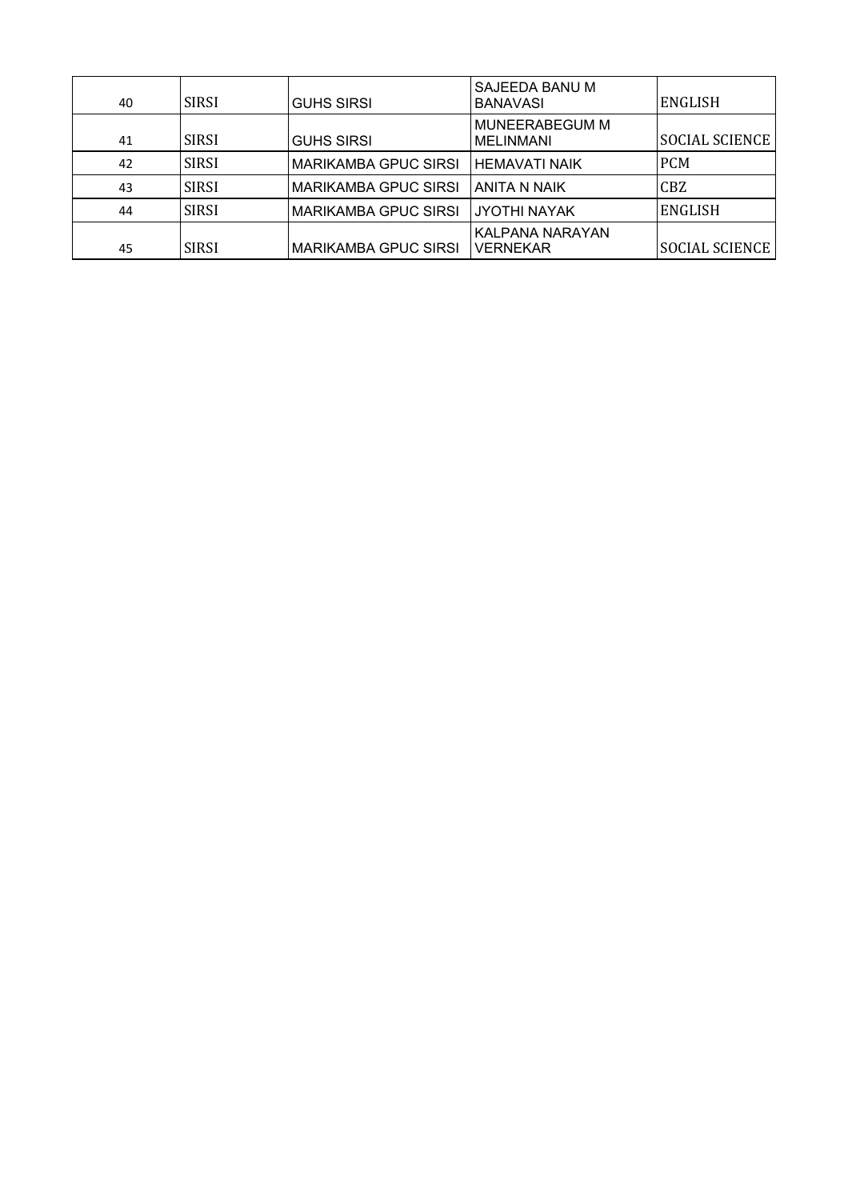| | | | | |
|---|---|---|---|---|
| 40 | SIRSI | GUHS SIRSI | SAJEEDA BANU M BANAVASI | ENGLISH |
| 41 | SIRSI | GUHS SIRSI | MUNEERABEGUM M MELINMANI | SOCIAL SCIENCE |
| 42 | SIRSI | MARIKAMBA GPUC SIRSI | HEMAVATI NAIK | PCM |
| 43 | SIRSI | MARIKAMBA GPUC SIRSI | ANITA N NAIK | CBZ |
| 44 | SIRSI | MARIKAMBA GPUC SIRSI | JYOTHI NAYAK | ENGLISH |
| 45 | SIRSI | MARIKAMBA GPUC SIRSI | KALPANA NARAYAN VERNEKAR | SOCIAL SCIENCE |